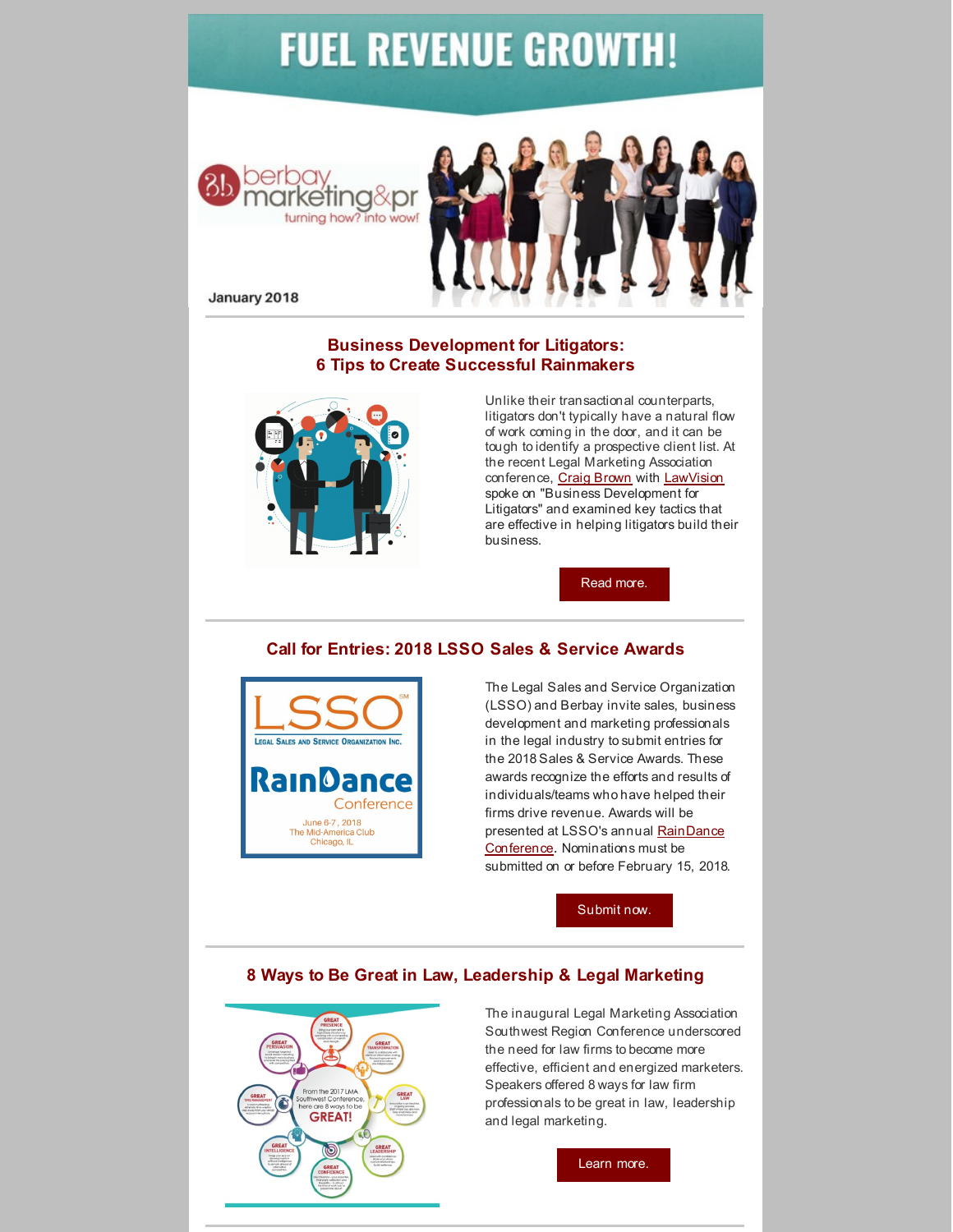# FUEL REVENUE GROWTH!

berbay marketing&pr

turning how? into wow!

January 2018

## Business Development for Litigators: 6 Tips to Create Successful Rainmakers

Unlike their transactional counterparts, litigators don't typically have a natural flow of work coming in the door, and it can be tough to identify a prospective client list. At the recent Legal Marketing Association conference, Craig Brown with LawVision spoke on "Business Development for Litigators" and examined key tactics that are effective in helping litigators build their business.

Read more.

## Call for Entries: 2018 LSSO Sales & Service Awards

LSSO Legal Sales and Service Organization Inc.

RainDance Conference

June 6-7, 2018
The Mid-America Club
Chicago, IL

The Legal Sales and Service Organization (LSSO) and Berbay invite sales, business development and marketing professionals in the legal industry to submit entries for the 2018 Sales & Service Awards. These awards recognize the efforts and results of individuals/teams who have helped their firms drive revenue. Awards will be presented at LSSO's annual RainDance Conference. Nominations must be submitted on or before February 15, 2018.

Submit now.

## 8 Ways to Be Great in Law, Leadership & Legal Marketing

The inaugural Legal Marketing Association Southwest Region Conference underscored the need for law firms to become more effective, efficient and energized marketers. Speakers offered 8 ways for law firm professionals to be great in law, leadership and legal marketing.

Learn more.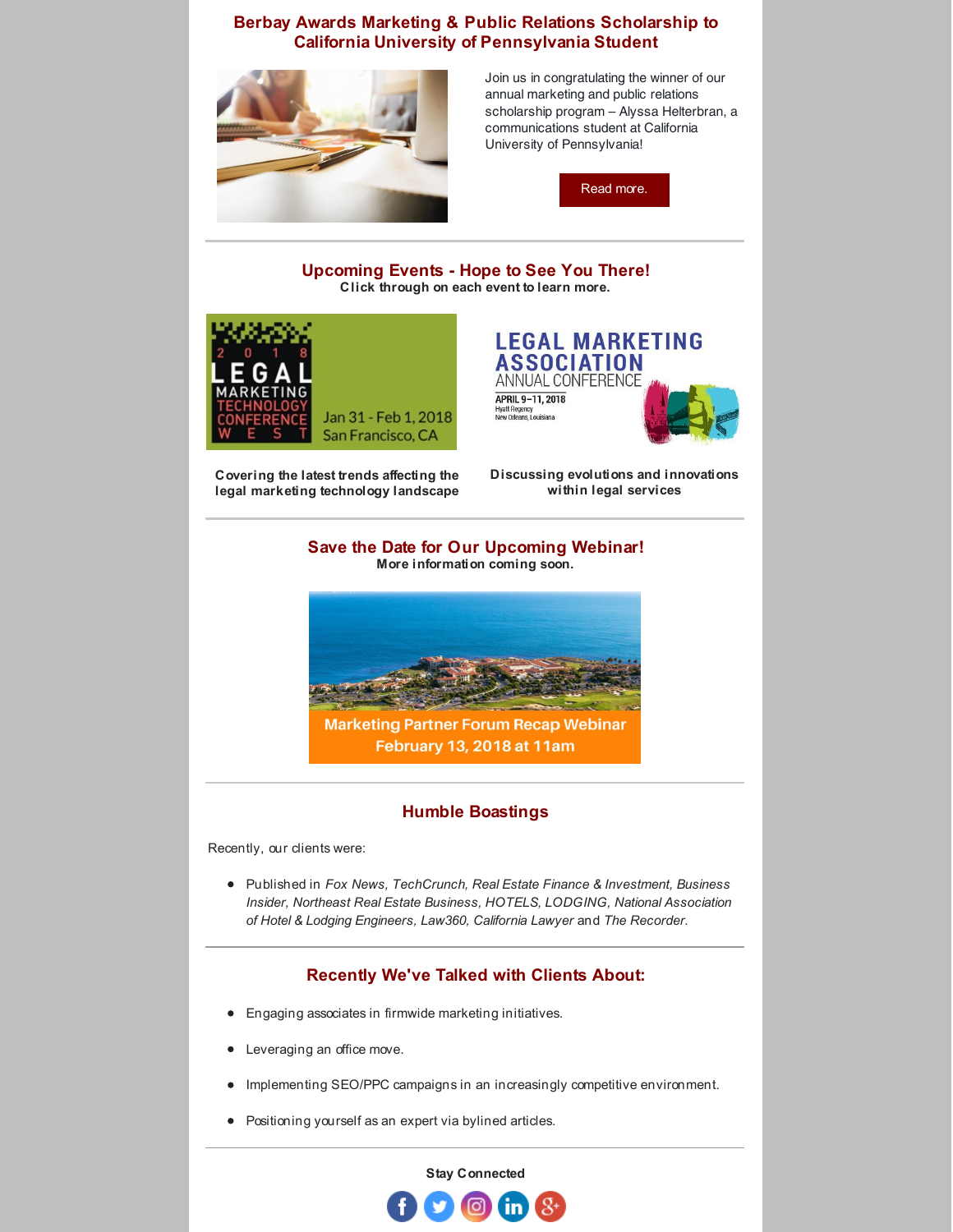## Berbay Awards Marketing & Public Relations Scholarship to California University of Pennsylvania Student

Join us in congratulating the winner of our annual marketing and public relations scholarship program – Alyssa Helterbran, a communications student at California University of Pennsylvania!

Read more.

---

## Upcoming Events - Hope to See You There!

**Click through on each event to learn more.**

2018 LEGAL MARKETING TECHNOLOGY CONFERENCE WEST
Jan 31 - Feb 1, 2018
San Francisco, CA

**Covering the latest trends affecting the legal marketing technology landscape**

LEGAL MARKETING ASSOCIATION ANNUAL CONFERENCE
APRIL 9–11, 2018
Hyatt Regency
New Orleans, Louisiana

**Discussing evolutions and innovations within legal services**

---

## Save the Date for Our Upcoming Webinar!

**More information coming soon.**

**Marketing Partner Forum Recap Webinar**
**February 13, 2018 at 11am**

---

## Humble Boastings

Recently, our clients were:

- Published in *Fox News, TechCrunch, Real Estate Finance & Investment, Business Insider, Northeast Real Estate Business, HOTELS, LODGING, National Association of Hotel & Lodging Engineers, Law360, California Lawyer* and *The Recorder.*

---

## Recently We've Talked with Clients About:

- Engaging associates in firmwide marketing initiatives.
- Leveraging an office move.
- Implementing SEO/PPC campaigns in an increasingly competitive environment.
- Positioning yourself as an expert via bylined articles.

---

**Stay Connected**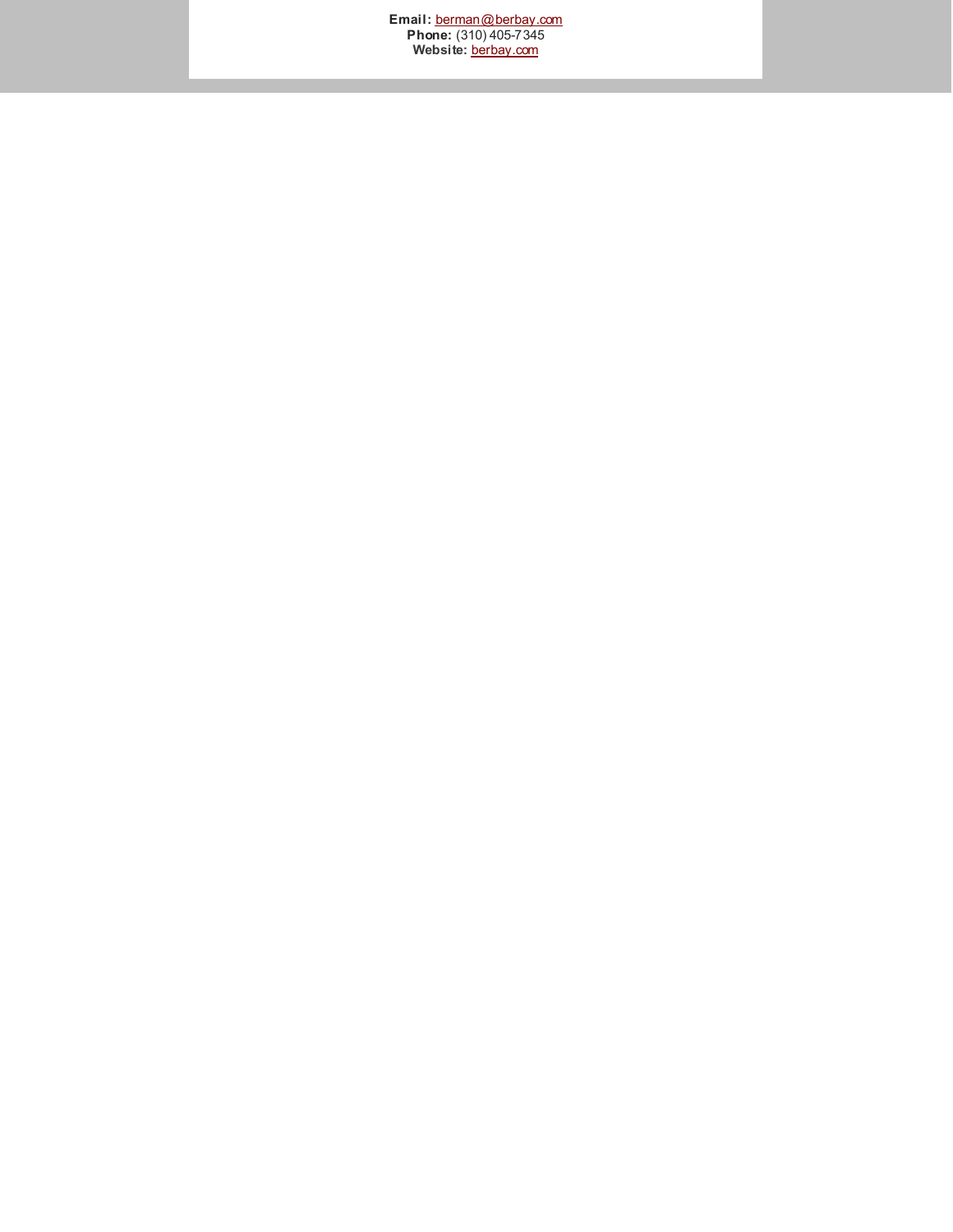**Email:** berman@berbay.com
**Phone:** (310) 405-7345
**Website:** berbay.com